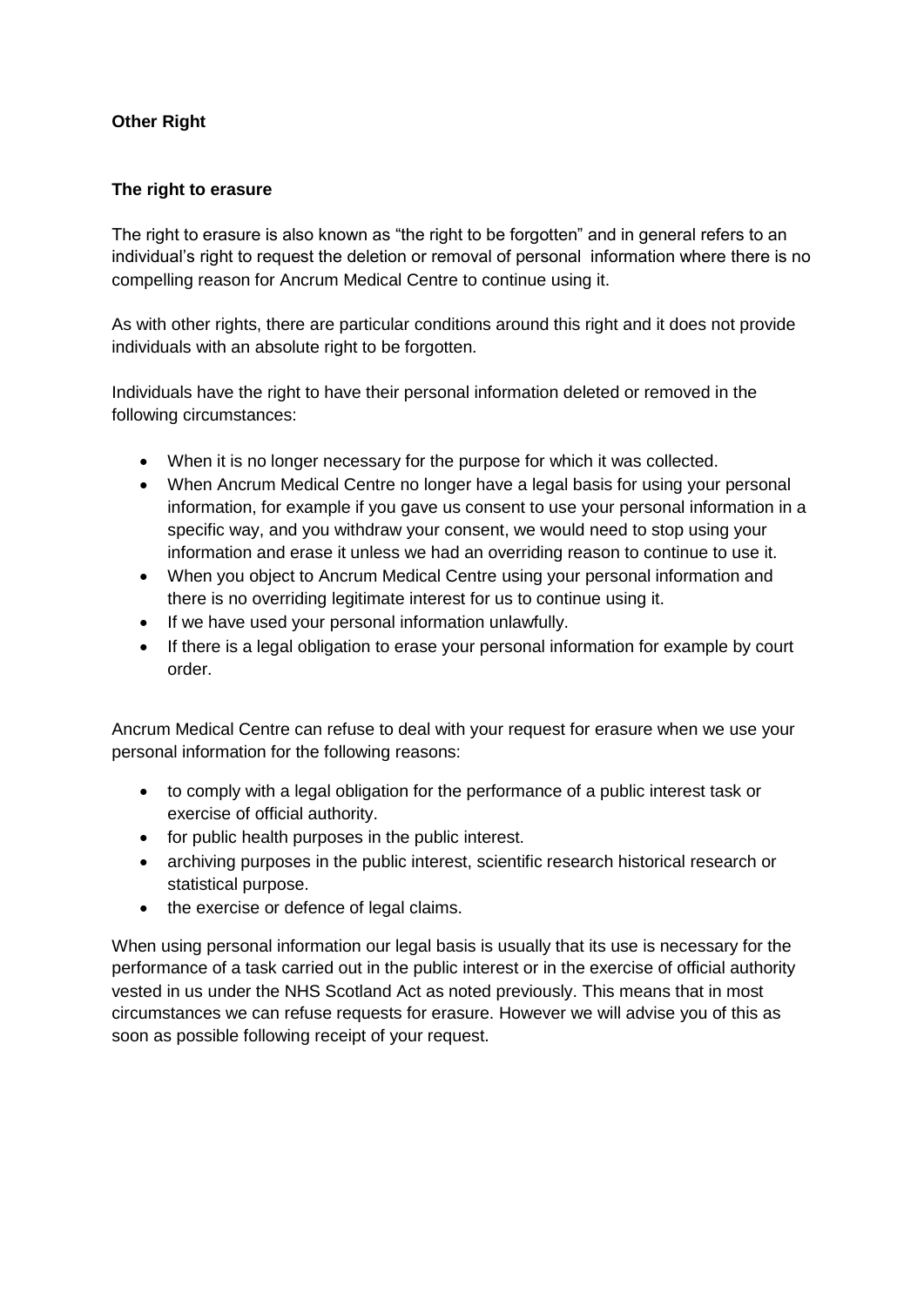**Other Right**

**The right to erasure**

The right to erasure is also known as "the right to be forgotten" and in general refers to an individual's right to request the deletion or removal of personal information where there is no compelling reason for Ancrum Medical Centre to continue using it.

As with other rights, there are particular conditions around this right and it does not provide individuals with an absolute right to be forgotten.

Individuals have the right to have their personal information deleted or removed in the following circumstances:

- When it is no longer necessary for the purpose for which it was collected.
- When Ancrum Medical Centre no longer have a legal basis for using your personal information, for example if you gave us consent to use your personal information in a specific way, and you withdraw your consent, we would need to stop using your information and erase it unless we had an overriding reason to continue to use it.
- When you object to Ancrum Medical Centre using your personal information and there is no overriding legitimate interest for us to continue using it.
- If we have used your personal information unlawfully.
- If there is a legal obligation to erase your personal information for example by court order.

Ancrum Medical Centre can refuse to deal with your request for erasure when we use your personal information for the following reasons:

- to comply with a legal obligation for the performance of a public interest task or exercise of official authority.
- for public health purposes in the public interest.
- archiving purposes in the public interest, scientific research historical research or statistical purpose.
- the exercise or defence of legal claims.

When using personal information our legal basis is usually that its use is necessary for the performance of a task carried out in the public interest or in the exercise of official authority vested in us under the NHS Scotland Act as noted previously. This means that in most circumstances we can refuse requests for erasure. However we will advise you of this as soon as possible following receipt of your request.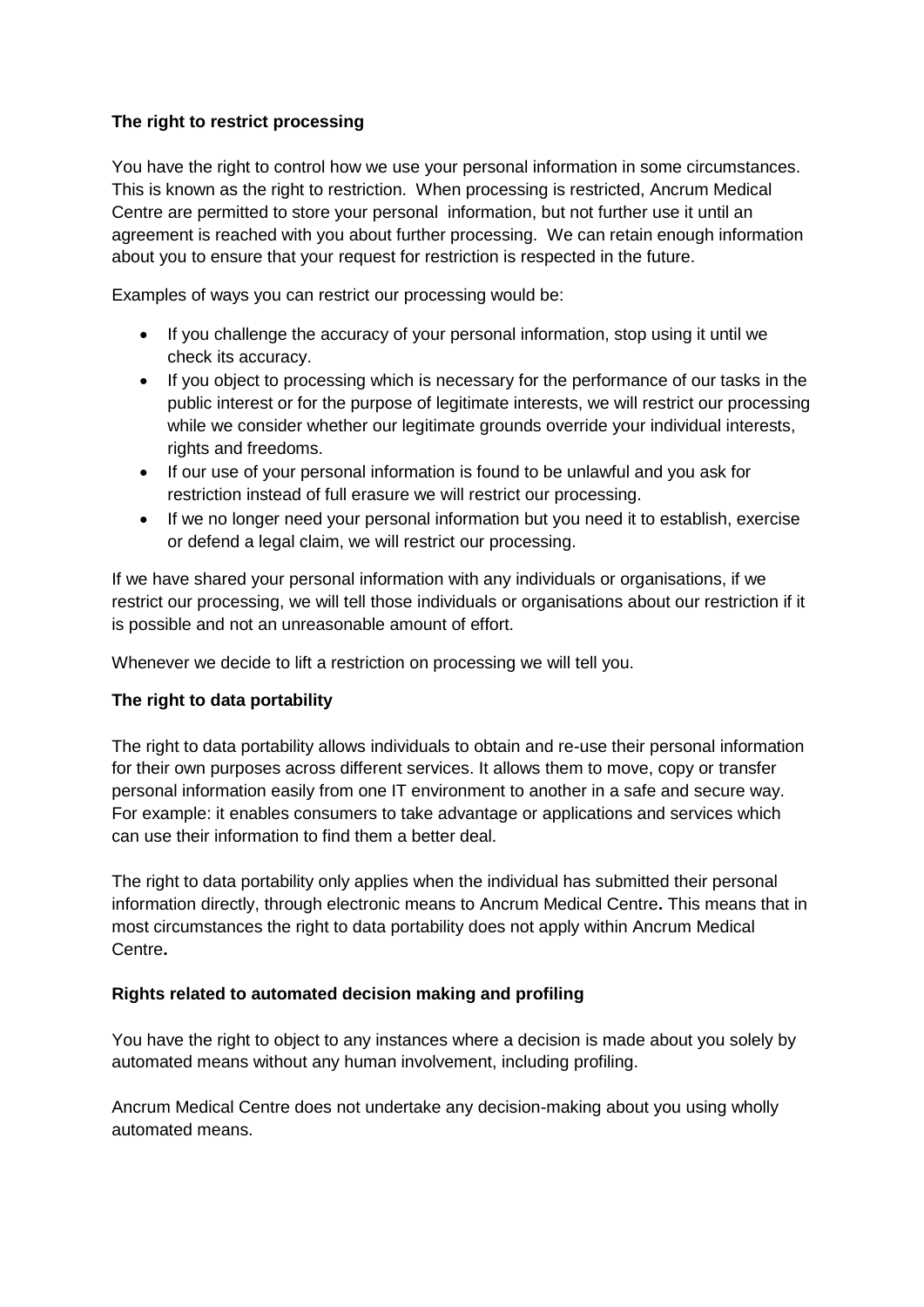**The right to restrict processing**

You have the right to control how we use your personal information in some circumstances. This is known as the right to restriction. When processing is restricted, Ancrum Medical Centre are permitted to store your personal information, but not further use it until an agreement is reached with you about further processing. We can retain enough information about you to ensure that your request for restriction is respected in the future.

Examples of ways you can restrict our processing would be:

- If you challenge the accuracy of your personal information, stop using it until we check its accuracy.
- If you object to processing which is necessary for the performance of our tasks in the public interest or for the purpose of legitimate interests, we will restrict our processing while we consider whether our legitimate grounds override your individual interests, rights and freedoms.
- If our use of your personal information is found to be unlawful and you ask for restriction instead of full erasure we will restrict our processing.
- If we no longer need your personal information but you need it to establish, exercise or defend a legal claim, we will restrict our processing.

If we have shared your personal information with any individuals or organisations, if we restrict our processing, we will tell those individuals or organisations about our restriction if it is possible and not an unreasonable amount of effort.

Whenever we decide to lift a restriction on processing we will tell you.

**The right to data portability**

The right to data portability allows individuals to obtain and re-use their personal information for their own purposes across different services. It allows them to move, copy or transfer personal information easily from one IT environment to another in a safe and secure way. For example: it enables consumers to take advantage or applications and services which can use their information to find them a better deal.

The right to data portability only applies when the individual has submitted their personal information directly, through electronic means to Ancrum Medical Centre**.** This means that in most circumstances the right to data portability does not apply within Ancrum Medical Centre**.**

**Rights related to automated decision making and profiling**

You have the right to object to any instances where a decision is made about you solely by automated means without any human involvement, including profiling.

Ancrum Medical Centre does not undertake any decision-making about you using wholly automated means.